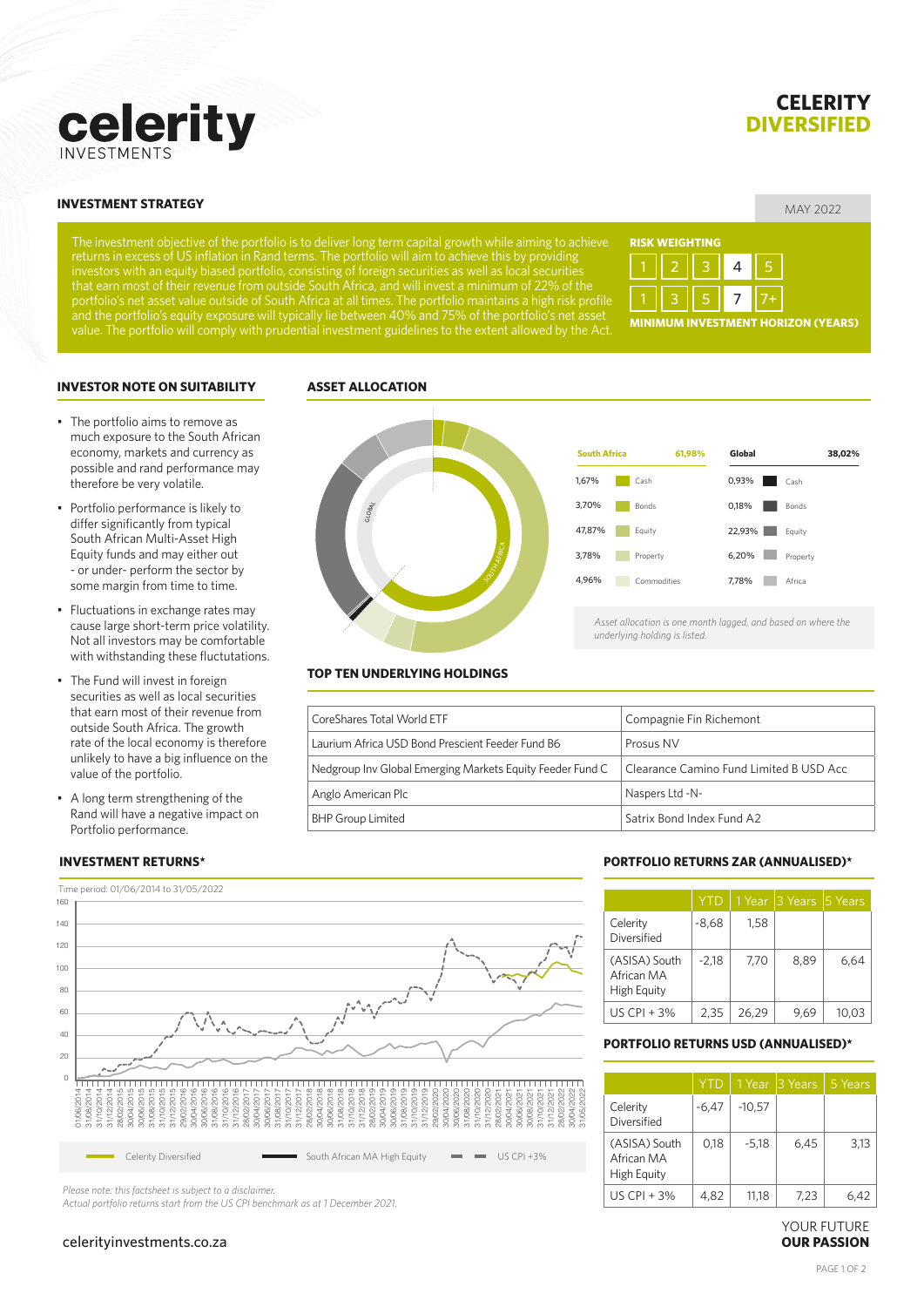# celerity INVESTMENTS

# CELERITY DIVERSIFIED

## INVESTMENT STRATEGY

MAY 2022

The investment objective of the portfolio is to deliver long term capital growth while aiming to achieve returns in excess of US inflation in Rand terms. The portfolio will aim to achieve this by providing investors with an equity biased portfolio, consisting of foreign securities as well as local securities that earn most of their revenue from outside South Africa, and will invest a minimum of 22% of the portfolio's net asset value outside of South Africa at all times. The portfolio maintains a high risk profile and the portfolio's equity exposure will typically lie between 40% and 75% of the portfolio's net asset value. The portfolio will comply with prudential investment guidelines to the extent allowed by the Act.

**RISK WEIGHTING**

1 | 2 | 3 | 4 | 5

1 | 3 | 5 | 7 | 7+

**MINIMUM INVESTMENT HORIZON (YEARS)**

## INVESTOR NOTE ON SUITABILITY

- The portfolio aims to remove as much exposure to the South African economy, markets and currency as possible and rand performance may therefore be very volatile.
- Portfolio performance is likely to differ significantly from typical South African Multi-Asset High Equity funds and may either out - or under- perform the sector by some margin from time to time.
- Fluctuations in exchange rates may cause large short-term price volatility. Not all investors may be comfortable with withstanding these fluctutations.
- The Fund will invest in foreign securities as well as local securities that earn most of their revenue from outside South Africa. The growth rate of the local economy is therefore unlikely to have a big influence on the value of the portfolio.
- A long term strengthening of the Rand will have a negative impact on Portfolio performance.

## ASSET ALLOCATION

| South Africa | 61,98% | Global | 38,02% |
|---|---|---|---|
| 1,67% | Cash | 0,93% | Cash |
| 3,70% | Bonds | 0,18% | Bonds |
| 47,87% | Equity | 22,93% | Equity |
| 3,78% | Property | 6,20% | Property |
| 4,96% | Commodities | 7,78% | Africa |

*Asset allocation is one month lagged, and based on where the underlying holding is listed.*

## TOP TEN UNDERLYING HOLDINGS

| | |
|---|---|
| CoreShares Total World ETF | Compagnie Fin Richemont |
| Laurium Africa USD Bond Prescient Feeder Fund B6 | Prosus NV |
| Nedgroup Inv Global Emerging Markets Equity Feeder Fund C | Clearance Camino Fund Limited B USD Acc |
| Anglo American Plc | Naspers Ltd -N- |
| BHP Group Limited | Satrix Bond Index Fund A2 |

## INVESTMENT RETURNS*

Time period: 01/06/2014 to 31/05/2022

Legend: Celerity Diversified, South African MA High Equity, US CPI +3%

*Please note: this factsheet is subject to a disclaimer.*
*Actual portfolio returns start from the US CPI benchmark as at 1 December 2021.*

## PORTFOLIO RETURNS ZAR (ANNUALISED)*

| | YTD | 1 Year | 3 Years | 5 Years |
|---|---|---|---|---|
| Celerity Diversified | -8,68 | 1,58 | | |
| (ASISA) South African MA High Equity | -2,18 | 7,70 | 8,89 | 6,64 |
| US CPI + 3% | 2,35 | 26,29 | 9,69 | 10,03 |

## PORTFOLIO RETURNS USD (ANNUALISED)*

| | YTD | 1 Year | 3 Years | 5 Years |
|---|---|---|---|---|
| Celerity Diversified | -6,47 | -10,57 | | |
| (ASISA) South African MA High Equity | 0,18 | -5,18 | 6,45 | 3,13 |
| US CPI + 3% | 4,82 | 11,18 | 7,23 | 6,42 |

celerityinvestments.co.za

YOUR FUTURE **OUR PASSION**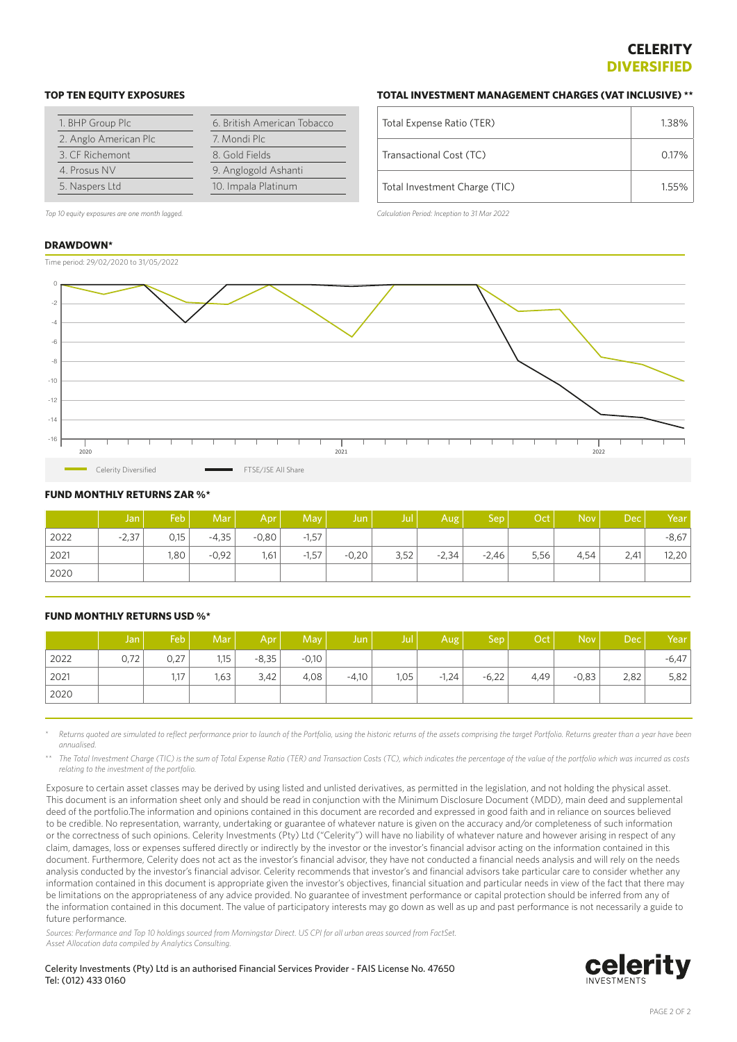# CELERITY DIVERSIFIED

## TOP TEN EQUITY EXPOSURES

| | |
|---|---|
| 1. BHP Group Plc | 6. British American Tobacco |
| 2. Anglo American Plc | 7. Mondi Plc |
| 3. CF Richemont | 8. Gold Fields |
| 4. Prosus NV | 9. Anglogold Ashanti |
| 5. Naspers Ltd | 10. Impala Platinum |

*Top 10 equity exposures are one month lagged.*

## TOTAL INVESTMENT MANAGEMENT CHARGES (VAT INCLUSIVE) **

| | |
|---|---|
| Total Expense Ratio (TER) | 1.38% |
| Transactional Cost (TC) | 0.17% |
| Total Investment Charge (TIC) | 1.55% |

*Calculation Period: Inception to 31 Mar 2022*

## DRAWDOWN*

Time period: 29/02/2020 to 31/05/2022

0
-2
-4
-6
-8
-10
-12
-14
-16

2020
2021
2022

Celerity Diversified
FTSE/JSE All Share

## FUND MONTHLY RETURNS ZAR %*

| | Jan | Feb | Mar | Apr | May | Jun | Jul | Aug | Sep | Oct | Nov | Dec | Year |
|---|---|---|---|---|---|---|---|---|---|---|---|---|---|
| 2022 | -2,37 | 0,15 | -4,35 | -0,80 | -1,57 | | | | | | | | -8,67 |
| 2021 | | 1,80 | -0,92 | 1,61 | -1,57 | -0,20 | 3,52 | -2,34 | -2,46 | 5,56 | 4,54 | 2,41 | 12,20 |
| 2020 | | | | | | | | | | | | | |

## FUND MONTHLY RETURNS USD %*

| | Jan | Feb | Mar | Apr | May | Jun | Jul | Aug | Sep | Oct | Nov | Dec | Year |
|---|---|---|---|---|---|---|---|---|---|---|---|---|---|
| 2022 | 0,72 | 0,27 | 1,15 | -8,35 | -0,10 | | | | | | | | -6,47 |
| 2021 | | 1,17 | 1,63 | 3,42 | 4,08 | -4,10 | 1,05 | -1,24 | -6,22 | 4,49 | -0,83 | 2,82 | 5,82 |
| 2020 | | | | | | | | | | | | | |

*\* Returns quoted are simulated to reflect performance prior to launch of the Portfolio, using the historic returns of the assets comprising the target Portfolio. Returns greater than a year have been annualised.*

*\*\* The Total Investment Charge (TIC) is the sum of Total Expense Ratio (TER) and Transaction Costs (TC), which indicates the percentage of the value of the portfolio which was incurred as costs relating to the investment of the portfolio.*

Exposure to certain asset classes may be derived by using listed and unlisted derivatives, as permitted in the legislation, and not holding the physical asset. This document is an information sheet only and should be read in conjunction with the Minimum Disclosure Document (MDD), main deed and supplemental deed of the portfolio.The information and opinions contained in this document are recorded and expressed in good faith and in reliance on sources believed to be credible. No representation, warranty, undertaking or guarantee of whatever nature is given on the accuracy and/or completeness of such information or the correctness of such opinions. Celerity Investments (Pty) Ltd ("Celerity") will have no liability of whatever nature and however arising in respect of any claim, damages, loss or expenses suffered directly or indirectly by the investor or the investor's financial advisor acting on the information contained in this document. Furthermore, Celerity does not act as the investor's financial advisor, they have not conducted a financial needs analysis and will rely on the needs analysis conducted by the investor's financial advisor. Celerity recommends that investor's and financial advisors take particular care to consider whether any information contained in this document is appropriate given the investor's objectives, financial situation and particular needs in view of the fact that there may be limitations on the appropriateness of any advice provided. No guarantee of investment performance or capital protection should be inferred from any of the information contained in this document. The value of participatory interests may go down as well as up and past performance is not necessarily a guide to future performance.

*Sources: Performance and Top 10 holdings sourced from Morningstar Direct. US CPI for all urban areas sourced from FactSet.*
*Asset Allocation data compiled by Analytics Consulting.*

Celerity Investments (Pty) Ltd is an authorised Financial Services Provider - FAIS License No. 47650
Tel: (012) 433 0160

celerity INVESTMENTS